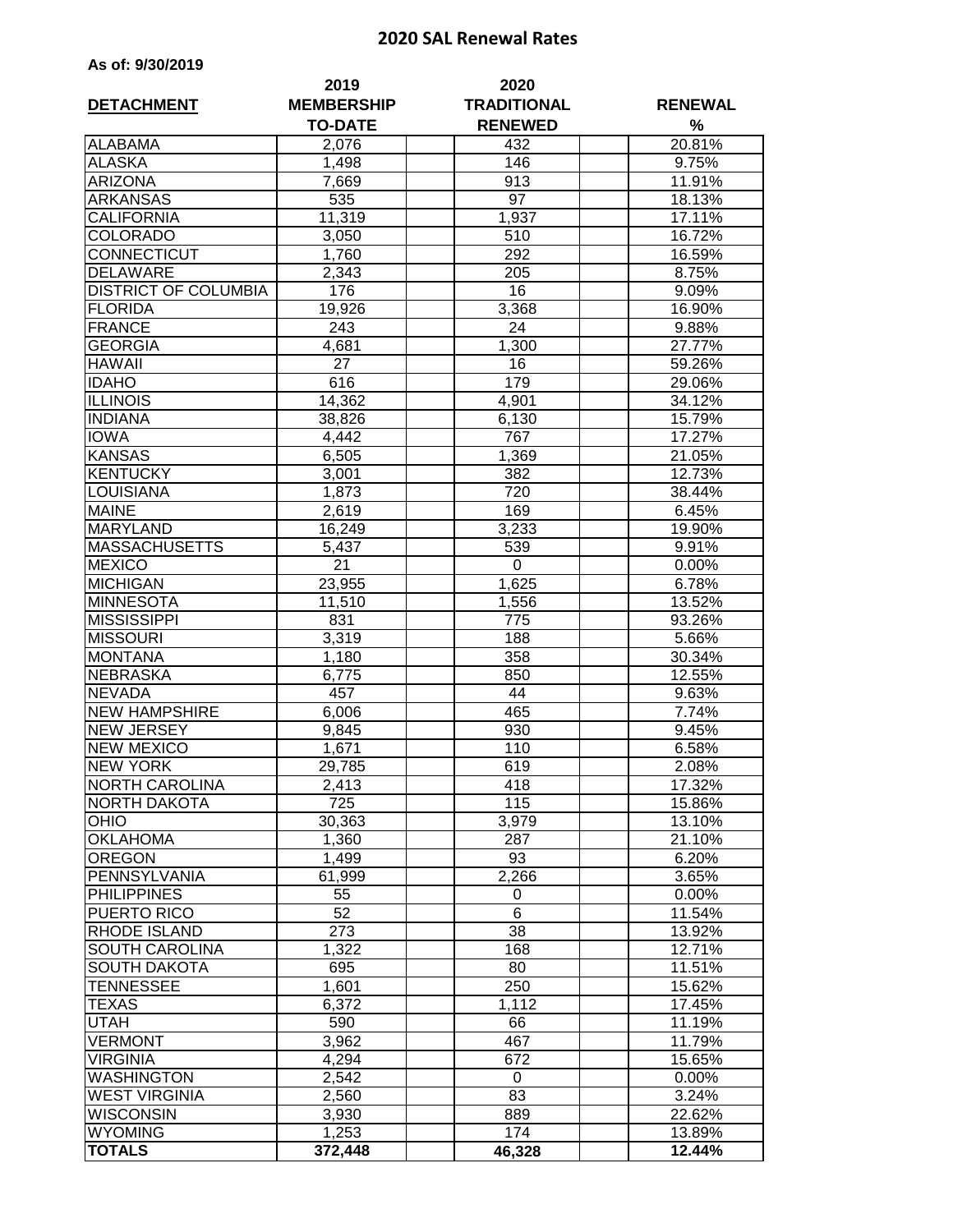# 2020 SAL Renewal Rates

**As of: 9/30/2019**

| DETACHMENT | 2019 MEMBERSHIP TO-DATE | 2020 TRADITIONAL RENEWED | RENEWAL % |
|---|---|---|---|
| ALABAMA | 2,076 | 432 | 20.81% |
| ALASKA | 1,498 | 146 | 9.75% |
| ARIZONA | 7,669 | 913 | 11.91% |
| ARKANSAS | 535 | 97 | 18.13% |
| CALIFORNIA | 11,319 | 1,937 | 17.11% |
| COLORADO | 3,050 | 510 | 16.72% |
| CONNECTICUT | 1,760 | 292 | 16.59% |
| DELAWARE | 2,343 | 205 | 8.75% |
| DISTRICT OF COLUMBIA | 176 | 16 | 9.09% |
| FLORIDA | 19,926 | 3,368 | 16.90% |
| FRANCE | 243 | 24 | 9.88% |
| GEORGIA | 4,681 | 1,300 | 27.77% |
| HAWAII | 27 | 16 | 59.26% |
| IDAHO | 616 | 179 | 29.06% |
| ILLINOIS | 14,362 | 4,901 | 34.12% |
| INDIANA | 38,826 | 6,130 | 15.79% |
| IOWA | 4,442 | 767 | 17.27% |
| KANSAS | 6,505 | 1,369 | 21.05% |
| KENTUCKY | 3,001 | 382 | 12.73% |
| LOUISIANA | 1,873 | 720 | 38.44% |
| MAINE | 2,619 | 169 | 6.45% |
| MARYLAND | 16,249 | 3,233 | 19.90% |
| MASSACHUSETTS | 5,437 | 539 | 9.91% |
| MEXICO | 21 | 0 | 0.00% |
| MICHIGAN | 23,955 | 1,625 | 6.78% |
| MINNESOTA | 11,510 | 1,556 | 13.52% |
| MISSISSIPPI | 831 | 775 | 93.26% |
| MISSOURI | 3,319 | 188 | 5.66% |
| MONTANA | 1,180 | 358 | 30.34% |
| NEBRASKA | 6,775 | 850 | 12.55% |
| NEVADA | 457 | 44 | 9.63% |
| NEW HAMPSHIRE | 6,006 | 465 | 7.74% |
| NEW JERSEY | 9,845 | 930 | 9.45% |
| NEW MEXICO | 1,671 | 110 | 6.58% |
| NEW YORK | 29,785 | 619 | 2.08% |
| NORTH CAROLINA | 2,413 | 418 | 17.32% |
| NORTH DAKOTA | 725 | 115 | 15.86% |
| OHIO | 30,363 | 3,979 | 13.10% |
| OKLAHOMA | 1,360 | 287 | 21.10% |
| OREGON | 1,499 | 93 | 6.20% |
| PENNSYLVANIA | 61,999 | 2,266 | 3.65% |
| PHILIPPINES | 55 | 0 | 0.00% |
| PUERTO RICO | 52 | 6 | 11.54% |
| RHODE ISLAND | 273 | 38 | 13.92% |
| SOUTH CAROLINA | 1,322 | 168 | 12.71% |
| SOUTH DAKOTA | 695 | 80 | 11.51% |
| TENNESSEE | 1,601 | 250 | 15.62% |
| TEXAS | 6,372 | 1,112 | 17.45% |
| UTAH | 590 | 66 | 11.19% |
| VERMONT | 3,962 | 467 | 11.79% |
| VIRGINIA | 4,294 | 672 | 15.65% |
| WASHINGTON | 2,542 | 0 | 0.00% |
| WEST VIRGINIA | 2,560 | 83 | 3.24% |
| WISCONSIN | 3,930 | 889 | 22.62% |
| WYOMING | 1,253 | 174 | 13.89% |
| **TOTALS** | **372,448** | **46,328** | **12.44%** |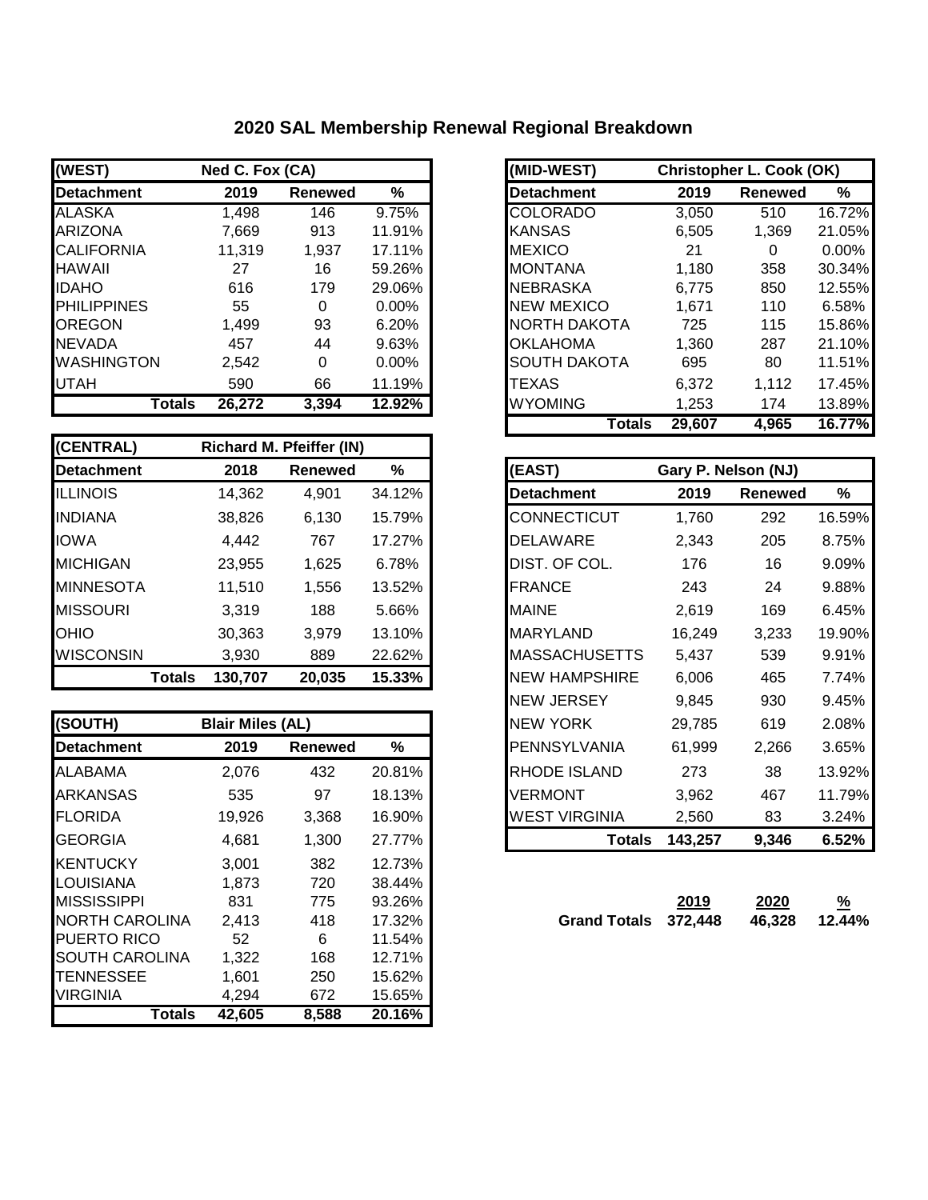# 2020 SAL Membership Renewal Regional Breakdown

| (WEST) | Ned C. Fox (CA) | | |
|---|---|---|---|
| **Detachment** | **2019** | **Renewed** | **%** |
| ALASKA | 1,498 | 146 | 9.75% |
| ARIZONA | 7,669 | 913 | 11.91% |
| CALIFORNIA | 11,319 | 1,937 | 17.11% |
| HAWAII | 27 | 16 | 59.26% |
| IDAHO | 616 | 179 | 29.06% |
| PHILIPPINES | 55 | 0 | 0.00% |
| OREGON | 1,499 | 93 | 6.20% |
| NEVADA | 457 | 44 | 9.63% |
| WASHINGTON | 2,542 | 0 | 0.00% |
| UTAH | 590 | 66 | 11.19% |
| **Totals** | **26,272** | **3,394** | **12.92%** |

| (CENTRAL) | Richard M. Pfeiffer (IN) | | |
|---|---|---|---|
| **Detachment** | **2018** | **Renewed** | **%** |
| ILLINOIS | 14,362 | 4,901 | 34.12% |
| INDIANA | 38,826 | 6,130 | 15.79% |
| IOWA | 4,442 | 767 | 17.27% |
| MICHIGAN | 23,955 | 1,625 | 6.78% |
| MINNESOTA | 11,510 | 1,556 | 13.52% |
| MISSOURI | 3,319 | 188 | 5.66% |
| OHIO | 30,363 | 3,979 | 13.10% |
| WISCONSIN | 3,930 | 889 | 22.62% |
| **Totals** | **130,707** | **20,035** | **15.33%** |

| (SOUTH) | Blair Miles (AL) | | |
|---|---|---|---|
| **Detachment** | **2019** | **Renewed** | **%** |
| ALABAMA | 2,076 | 432 | 20.81% |
| ARKANSAS | 535 | 97 | 18.13% |
| FLORIDA | 19,926 | 3,368 | 16.90% |
| GEORGIA | 4,681 | 1,300 | 27.77% |
| KENTUCKY | 3,001 | 382 | 12.73% |
| LOUISIANA | 1,873 | 720 | 38.44% |
| MISSISSIPPI | 831 | 775 | 93.26% |
| NORTH CAROLINA | 2,413 | 418 | 17.32% |
| PUERTO RICO | 52 | 6 | 11.54% |
| SOUTH CAROLINA | 1,322 | 168 | 12.71% |
| TENNESSEE | 1,601 | 250 | 15.62% |
| VIRGINIA | 4,294 | 672 | 15.65% |
| **Totals** | **42,605** | **8,588** | **20.16%** |

| (MID-WEST) | Christopher L. Cook (OK) | | |
|---|---|---|---|
| **Detachment** | **2019** | **Renewed** | **%** |
| COLORADO | 3,050 | 510 | 16.72% |
| KANSAS | 6,505 | 1,369 | 21.05% |
| MEXICO | 21 | 0 | 0.00% |
| MONTANA | 1,180 | 358 | 30.34% |
| NEBRASKA | 6,775 | 850 | 12.55% |
| NEW MEXICO | 1,671 | 110 | 6.58% |
| NORTH DAKOTA | 725 | 115 | 15.86% |
| OKLAHOMA | 1,360 | 287 | 21.10% |
| SOUTH DAKOTA | 695 | 80 | 11.51% |
| TEXAS | 6,372 | 1,112 | 17.45% |
| WYOMING | 1,253 | 174 | 13.89% |
| **Totals** | **29,607** | **4,965** | **16.77%** |

| (EAST) | Gary P. Nelson (NJ) | | |
|---|---|---|---|
| **Detachment** | **2019** | **Renewed** | **%** |
| CONNECTICUT | 1,760 | 292 | 16.59% |
| DELAWARE | 2,343 | 205 | 8.75% |
| DIST. OF COL. | 176 | 16 | 9.09% |
| FRANCE | 243 | 24 | 9.88% |
| MAINE | 2,619 | 169 | 6.45% |
| MARYLAND | 16,249 | 3,233 | 19.90% |
| MASSACHUSETTS | 5,437 | 539 | 9.91% |
| NEW HAMPSHIRE | 6,006 | 465 | 7.74% |
| NEW JERSEY | 9,845 | 930 | 9.45% |
| NEW YORK | 29,785 | 619 | 2.08% |
| PENNSYLVANIA | 61,999 | 2,266 | 3.65% |
| RHODE ISLAND | 273 | 38 | 13.92% |
| VERMONT | 3,962 | 467 | 11.79% |
| WEST VIRGINIA | 2,560 | 83 | 3.24% |
| **Totals** | **143,257** | **9,346** | **6.52%** |

| | 2019 | 2020 | % |
|---|---|---|---|
| **Grand Totals** | **372,448** | **46,328** | **12.44%** |